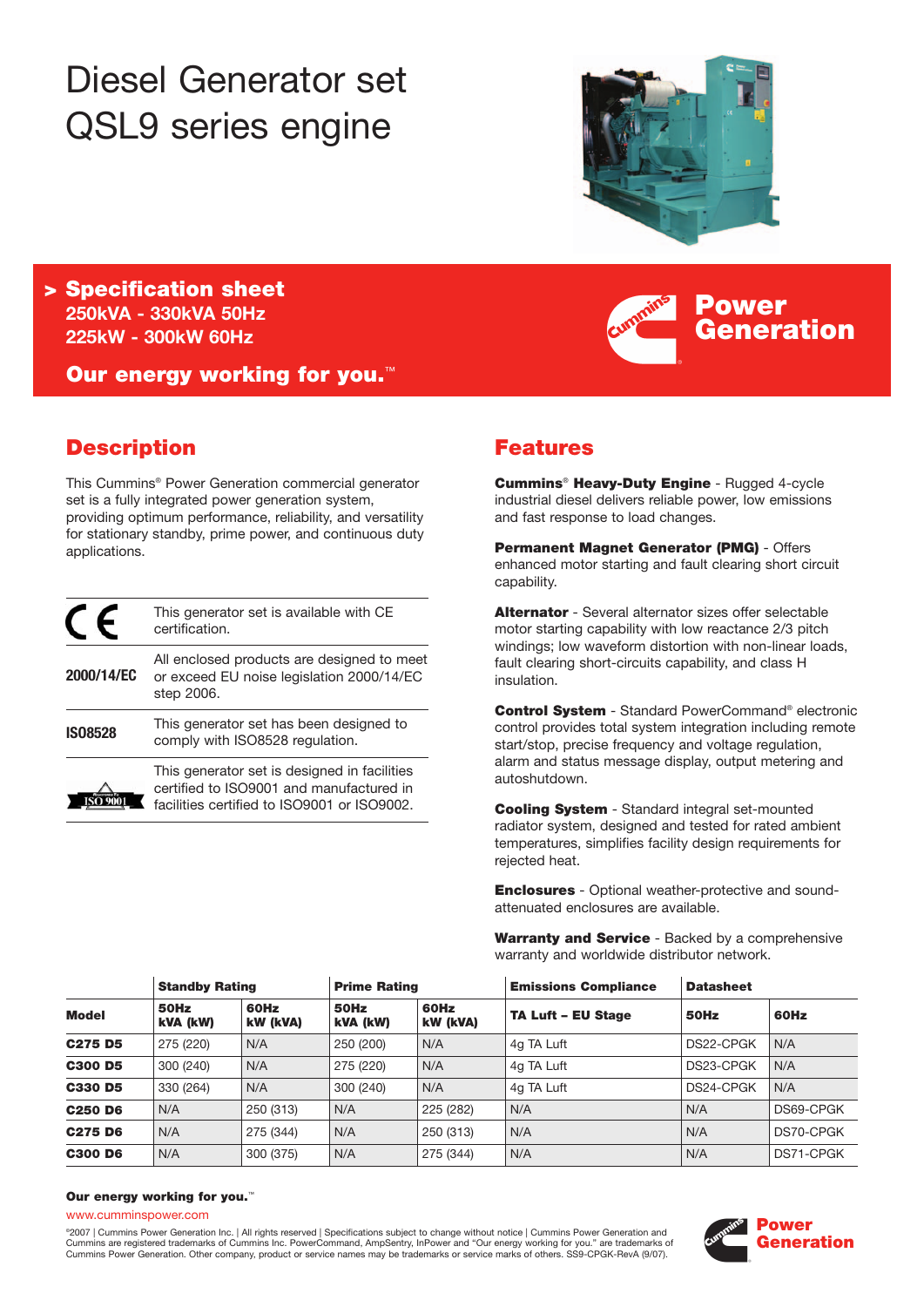# Diesel Generator set QSL9 series engine

## > Specification sheet

**250kVA - 330kVA 50Hz**
**225kW - 300kW 60Hz**

**Our energy working for you.™**

Power Generation

## Description

This Cummins® Power Generation commercial generator set is a fully integrated power generation system, providing optimum performance, reliability, and versatility for stationary standby, prime power, and continuous duty applications.

| | |
|---|---|
| CE | This generator set is available with CE certification. |
| **2000/14/EC** | All enclosed products are designed to meet or exceed EU noise legislation 2000/14/EC step 2006. |
| **ISO8528** | This generator set has been designed to comply with ISO8528 regulation. |
| ISO 9001 | This generator set is designed in facilities certified to ISO9001 and manufactured in facilities certified to ISO9001 or ISO9002. |

## Features

**Cummins® Heavy-Duty Engine** - Rugged 4-cycle industrial diesel delivers reliable power, low emissions and fast response to load changes.

**Permanent Magnet Generator (PMG)** - Offers enhanced motor starting and fault clearing short circuit capability.

**Alternator** - Several alternator sizes offer selectable motor starting capability with low reactance 2/3 pitch windings; low waveform distortion with non-linear loads, fault clearing short-circuits capability, and class H insulation.

**Control System** - Standard PowerCommand® electronic control provides total system integration including remote start/stop, precise frequency and voltage regulation, alarm and status message display, output metering and autoshutdown.

**Cooling System** - Standard integral set-mounted radiator system, designed and tested for rated ambient temperatures, simplifies facility design requirements for rejected heat.

**Enclosures** - Optional weather-protective and sound-attenuated enclosures are available.

**Warranty and Service** - Backed by a comprehensive warranty and worldwide distributor network.

| | Standby Rating | | Prime Rating | | Emissions Compliance | Datasheet | |
|---|---|---|---|---|---|---|---|
| **Model** | **50Hz kVA (kW)** | **60Hz kW (kVA)** | **50Hz kVA (kW)** | **60Hz kW (kVA)** | **TA Luft – EU Stage** | **50Hz** | **60Hz** |
| **C275 D5** | 275 (220) | N/A | 250 (200) | N/A | 4g TA Luft | DS22-CPGK | N/A |
| **C300 D5** | 300 (240) | N/A | 275 (220) | N/A | 4g TA Luft | DS23-CPGK | N/A |
| **C330 D5** | 330 (264) | N/A | 300 (240) | N/A | 4g TA Luft | DS24-CPGK | N/A |
| **C250 D6** | N/A | 250 (313) | N/A | 225 (282) | N/A | N/A | DS69-CPGK |
| **C275 D6** | N/A | 275 (344) | N/A | 250 (313) | N/A | N/A | DS70-CPGK |
| **C300 D6** | N/A | 300 (375) | N/A | 275 (344) | N/A | N/A | DS71-CPGK |

**Our energy working for you.™**

www.cumminspower.com

©2007 | Cummins Power Generation Inc. | All rights reserved | Specifications subject to change without notice | Cummins Power Generation and Cummins are registered trademarks of Cummins Inc. PowerCommand, AmpSentry, InPower and "Our energy working for you." are trademarks of Cummins Power Generation. Other company, product or service names may be trademarks or service marks of others. SS9-CPGK-RevA (9/07).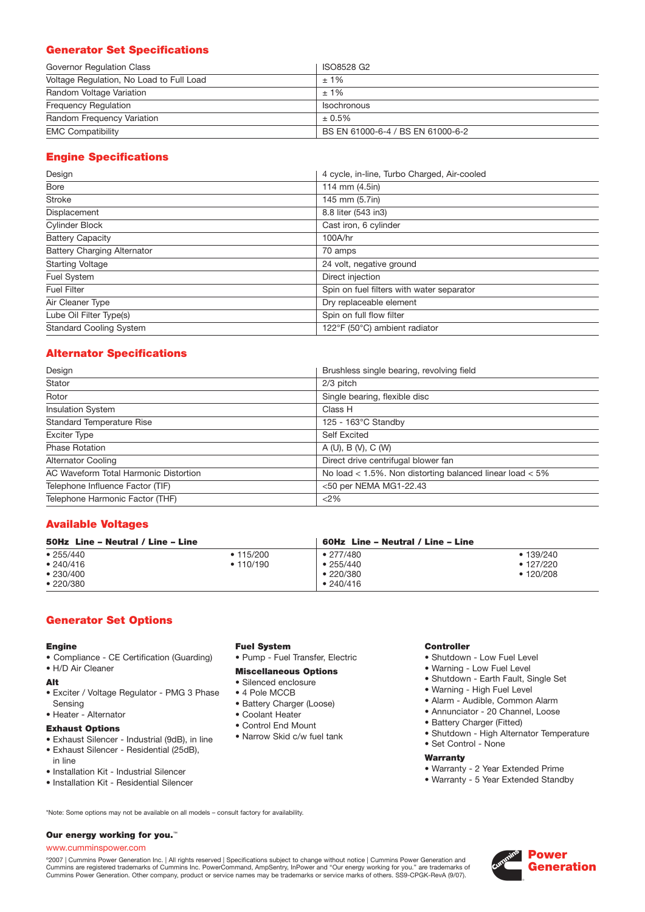## Generator Set Specifications

| | |
|---|---|
| Governor Regulation Class | ISO8528 G2 |
| Voltage Regulation, No Load to Full Load | ± 1% |
| Random Voltage Variation | ± 1% |
| Frequency Regulation | Isochronous |
| Random Frequency Variation | ± 0.5% |
| EMC Compatibility | BS EN 61000-6-4 / BS EN 61000-6-2 |

## Engine Specifications

| | |
|---|---|
| Design | 4 cycle, in-line, Turbo Charged, Air-cooled |
| Bore | 114 mm (4.5in) |
| Stroke | 145 mm (5.7in) |
| Displacement | 8.8 liter (543 in3) |
| Cylinder Block | Cast iron, 6 cylinder |
| Battery Capacity | 100A/hr |
| Battery Charging Alternator | 70 amps |
| Starting Voltage | 24 volt, negative ground |
| Fuel System | Direct injection |
| Fuel Filter | Spin on fuel filters with water separator |
| Air Cleaner Type | Dry replaceable element |
| Lube Oil Filter Type(s) | Spin on full flow filter |
| Standard Cooling System | 122°F (50°C) ambient radiator |

## Alternator Specifications

| | |
|---|---|
| Design | Brushless single bearing, revolving field |
| Stator | 2/3 pitch |
| Rotor | Single bearing, flexible disc |
| Insulation System | Class H |
| Standard Temperature Rise | 125 - 163°C Standby |
| Exciter Type | Self Excited |
| Phase Rotation | A (U), B (V), C (W) |
| Alternator Cooling | Direct drive centrifugal blower fan |
| AC Waveform Total Harmonic Distortion | No load < 1.5%. Non distorting balanced linear load < 5% |
| Telephone Influence Factor (TIF) | <50 per NEMA MG1-22.43 |
| Telephone Harmonic Factor (THF) | <2% |

## Available Voltages

| 50Hz Line – Neutral / Line – Line | | 60Hz Line – Neutral / Line – Line | |
|---|---|---|---|
| • 255/440 | • 115/200 | • 277/480 | • 139/240 |
| • 240/416 | • 110/190 | • 255/440 | • 127/220 |
| • 230/400 | | • 220/380 | • 120/208 |
| • 220/380 | | • 240/416 | |

## Generator Set Options

**Engine**
- Compliance - CE Certification (Guarding)
- H/D Air Cleaner

**Alt**
- Exciter / Voltage Regulator - PMG 3 Phase Sensing
- Heater - Alternator

**Exhaust Options**
- Exhaust Silencer - Industrial (9dB), in line
- Exhaust Silencer - Residential (25dB), in line
- Installation Kit - Industrial Silencer
- Installation Kit - Residential Silencer

**Fuel System**
- Pump - Fuel Transfer, Electric

**Miscellaneous Options**
- Silenced enclosure
- 4 Pole MCCB
- Battery Charger (Loose)
- Coolant Heater
- Control End Mount
- Narrow Skid c/w fuel tank

**Controller**
- Shutdown - Low Fuel Level
- Warning - Low Fuel Level
- Shutdown - Earth Fault, Single Set
- Warning - High Fuel Level
- Alarm - Audible, Common Alarm
- Annunciator - 20 Channel, Loose
- Battery Charger (Fitted)
- Shutdown - High Alternator Temperature
- Set Control - None

**Warranty**
- Warranty - 2 Year Extended Prime
- Warranty - 5 Year Extended Standby

*Note: Some options may not be available on all models – consult factory for availability.

**Our energy working for you.™**

www.cumminspower.com

©2007 | Cummins Power Generation Inc. | All rights reserved | Specifications subject to change without notice | Cummins Power Generation and Cummins are registered trademarks of Cummins Inc. PowerCommand, AmpSentry, InPower and "Our energy working for you." are trademarks of Cummins Power Generation. Other company, product or service names may be trademarks or service marks of others. SS9-CPGK-RevA (9/07).

Power Generation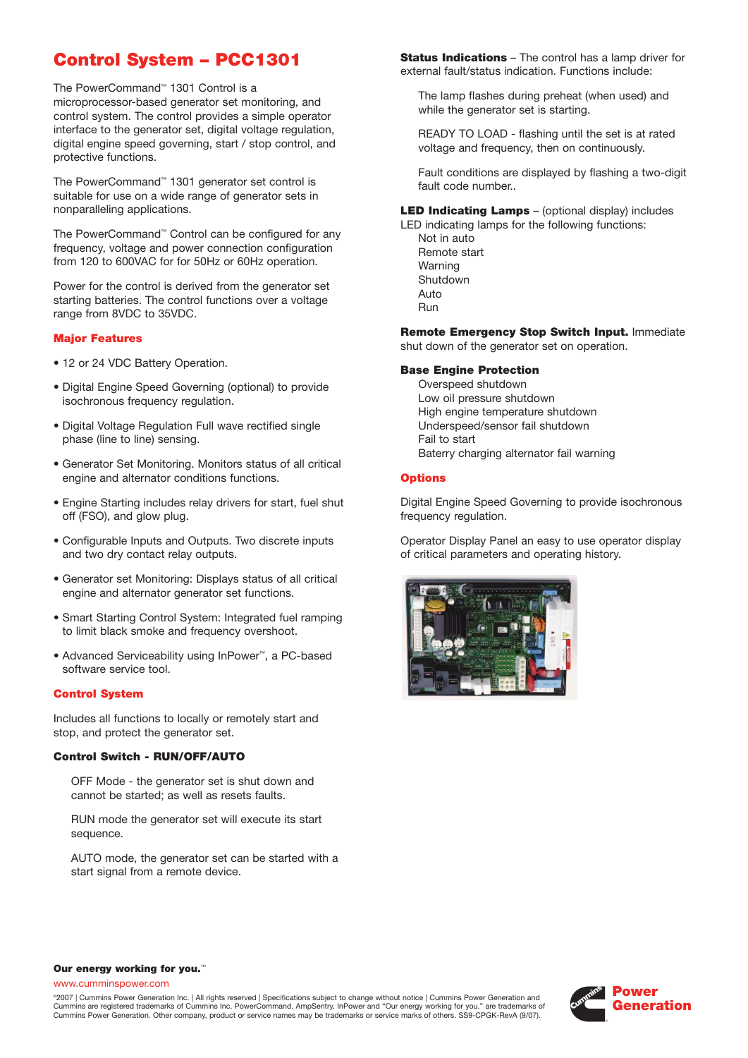# Control System – PCC1301

The PowerCommand™ 1301 Control is a microprocessor-based generator set monitoring, and control system. The control provides a simple operator interface to the generator set, digital voltage regulation, digital engine speed governing, start / stop control, and protective functions.

The PowerCommand™ 1301 generator set control is suitable for use on a wide range of generator sets in nonparalleling applications.

The PowerCommand™ Control can be configured for any frequency, voltage and power connection configuration from 120 to 600VAC for for 50Hz or 60Hz operation.

Power for the control is derived from the generator set starting batteries. The control functions over a voltage range from 8VDC to 35VDC.

## Major Features

- 12 or 24 VDC Battery Operation.
- Digital Engine Speed Governing (optional) to provide isochronous frequency regulation.
- Digital Voltage Regulation Full wave rectified single phase (line to line) sensing.
- Generator Set Monitoring. Monitors status of all critical engine and alternator conditions functions.
- Engine Starting includes relay drivers for start, fuel shut off (FSO), and glow plug.
- Configurable Inputs and Outputs. Two discrete inputs and two dry contact relay outputs.
- Generator set Monitoring: Displays status of all critical engine and alternator generator set functions.
- Smart Starting Control System: Integrated fuel ramping to limit black smoke and frequency overshoot.
- Advanced Serviceability using InPower™, a PC-based software service tool.

## Control System

Includes all functions to locally or remotely start and stop, and protect the generator set.

**Control Switch - RUN/OFF/AUTO**

OFF Mode - the generator set is shut down and cannot be started; as well as resets faults.

RUN mode the generator set will execute its start sequence.

AUTO mode, the generator set can be started with a start signal from a remote device.

**Status Indications** – The control has a lamp driver for external fault/status indication. Functions include:

The lamp flashes during preheat (when used) and while the generator set is starting.

READY TO LOAD - flashing until the set is at rated voltage and frequency, then on continuously.

Fault conditions are displayed by flashing a two-digit fault code number..

**LED Indicating Lamps** – (optional display) includes LED indicating lamps for the following functions:

Not in auto
Remote start
Warning
Shutdown
Auto
Run

**Remote Emergency Stop Switch Input.** Immediate shut down of the generator set on operation.

**Base Engine Protection**

Overspeed shutdown
Low oil pressure shutdown
High engine temperature shutdown
Underspeed/sensor fail shutdown
Fail to start
Baterry charging alternator fail warning

## Options

Digital Engine Speed Governing to provide isochronous frequency regulation.

Operator Display Panel an easy to use operator display of critical parameters and operating history.

**Our energy working for you.™**

www.cumminspower.com

©2007 | Cummins Power Generation Inc. | All rights reserved | Specifications subject to change without notice | Cummins Power Generation and Cummins are registered trademarks of Cummins Inc. PowerCommand, AmpSentry, InPower and "Our energy working for you." are trademarks of Cummins Power Generation. Other company, product or service names may be trademarks or service marks of others. SS9-CPGK-RevA (9/07).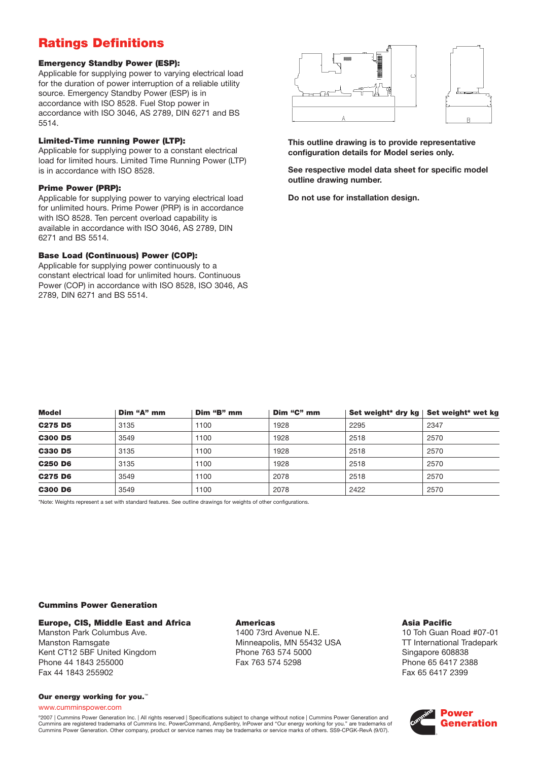## Ratings Definitions

**Emergency Standby Power (ESP):**
Applicable for supplying power to varying electrical load for the duration of power interruption of a reliable utility source. Emergency Standby Power (ESP) is in accordance with ISO 8528. Fuel Stop power in accordance with ISO 3046, AS 2789, DIN 6271 and BS 5514.

**Limited-Time running Power (LTP):**
Applicable for supplying power to a constant electrical load for limited hours. Limited Time Running Power (LTP) is in accordance with ISO 8528.

**Prime Power (PRP):**
Applicable for supplying power to varying electrical load for unlimited hours. Prime Power (PRP) is in accordance with ISO 8528. Ten percent overload capability is available in accordance with ISO 3046, AS 2789, DIN 6271 and BS 5514.

**Base Load (Continuous) Power (COP):**
Applicable for supplying power continuously to a constant electrical load for unlimited hours. Continuous Power (COP) in accordance with ISO 8528, ISO 3046, AS 2789, DIN 6271 and BS 5514.

C

A

B

**This outline drawing is to provide representative configuration details for Model series only.**

**See respective model data sheet for specific model outline drawing number.**

**Do not use for installation design.**

| Model | Dim "A" mm | Dim "B" mm | Dim "C" mm | Set weight* dry kg | Set weight* wet kg |
|---|---|---|---|---|---|
| **C275 D5** | 3135 | 1100 | 1928 | 2295 | 2347 |
| **C300 D5** | 3549 | 1100 | 1928 | 2518 | 2570 |
| **C330 D5** | 3135 | 1100 | 1928 | 2518 | 2570 |
| **C250 D6** | 3135 | 1100 | 1928 | 2518 | 2570 |
| **C275 D6** | 3549 | 1100 | 2078 | 2518 | 2570 |
| **C300 D6** | 3549 | 1100 | 2078 | 2422 | 2570 |

*Note: Weights represent a set with standard features. See outline drawings for weights of other configurations.

**Cummins Power Generation**

**Europe, CIS, Middle East and Africa**
Manston Park Columbus Ave.
Manston Ramsgate
Kent CT12 5BF United Kingdom
Phone 44 1843 255000
Fax 44 1843 255902

**Americas**
1400 73rd Avenue N.E.
Minneapolis, MN 55432 USA
Phone 763 574 5000
Fax 763 574 5298

**Asia Pacific**
10 Toh Guan Road #07-01
TT International Tradepark
Singapore 608838
Phone 65 6417 2388
Fax 65 6417 2399

**Our energy working for you.**™

www.cumminspower.com

©2007 | Cummins Power Generation Inc. | All rights reserved | Specifications subject to change without notice | Cummins Power Generation and Cummins are registered trademarks of Cummins Inc. PowerCommand, AmpSentry, InPower and "Our energy working for you." are trademarks of Cummins Power Generation. Other company, product or service names may be trademarks or service marks of others. SS9-CPGK-RevA (9/07).

Cummins **Power Generation**